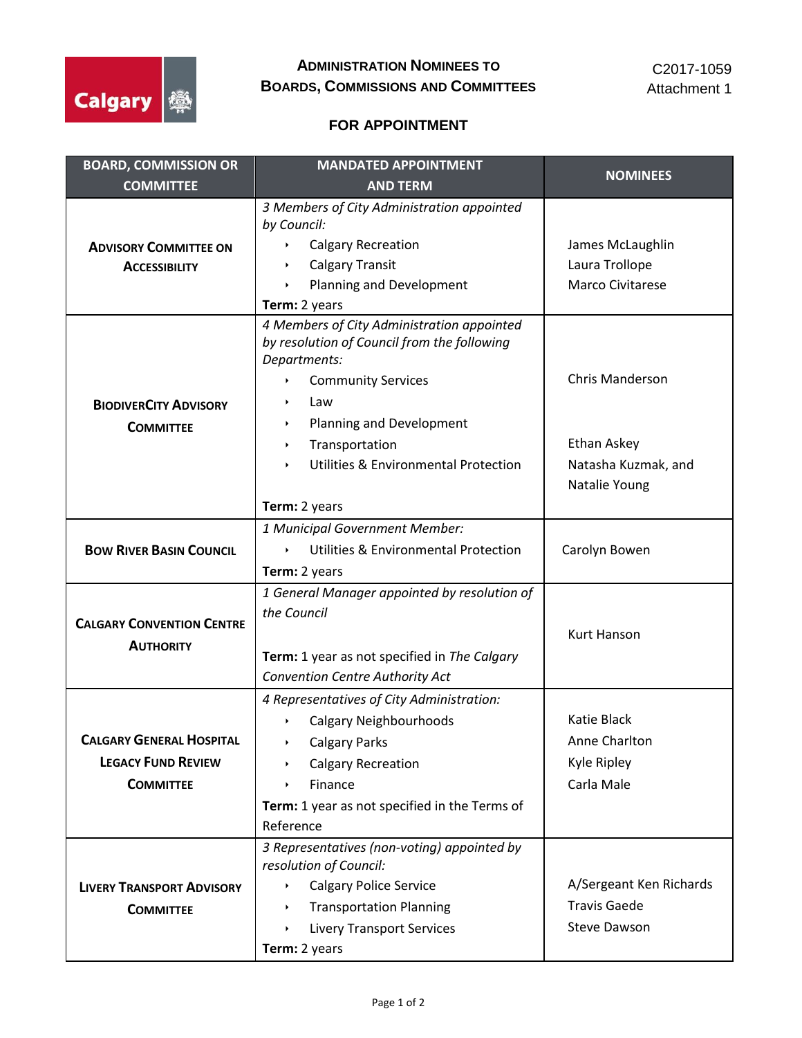C2017-1059
Attachment 1

## Administration Nominees to Boards, Commissions and Committees

### FOR APPOINTMENT

| BOARD, COMMISSION OR COMMITTEE | MANDATED APPOINTMENT AND TERM | NOMINEES |
|---|---|---|
| **Advisory Committee on Accessibility** | *3 Members of City Administration appointed by Council:*<br>‣ Calgary Recreation<br>‣ Calgary Transit<br>‣ Planning and Development<br>**Term:** 2 years | James McLaughlin<br>Laura Trollope<br>Marco Civitarese |
| **BiodiverCity Advisory Committee** | *4 Members of City Administration appointed by resolution of Council from the following Departments:*<br>‣ Community Services<br>‣ Law<br>‣ Planning and Development<br>‣ Transportation<br>‣ Utilities & Environmental Protection<br>**Term:** 2 years | Chris Manderson<br>Ethan Askey<br>Natasha Kuzmak, and<br>Natalie Young |
| **Bow River Basin Council** | *1 Municipal Government Member:*<br>‣ Utilities & Environmental Protection<br>**Term:** 2 years | Carolyn Bowen |
| **Calgary Convention Centre Authority** | *1 General Manager appointed by resolution of the Council*<br>**Term:** 1 year as not specified in *The Calgary Convention Centre Authority Act* | Kurt Hanson |
| **Calgary General Hospital Legacy Fund Review Committee** | *4 Representatives of City Administration:*<br>‣ Calgary Neighbourhoods<br>‣ Calgary Parks<br>‣ Calgary Recreation<br>‣ Finance<br>**Term:** 1 year as not specified in the Terms of Reference | Katie Black<br>Anne Charlton<br>Kyle Ripley<br>Carla Male |
| **Livery Transport Advisory Committee** | *3 Representatives (non-voting) appointed by resolution of Council:*<br>‣ Calgary Police Service<br>‣ Transportation Planning<br>‣ Livery Transport Services<br>**Term:** 2 years | A/Sergeant Ken Richards<br>Travis Gaede<br>Steve Dawson |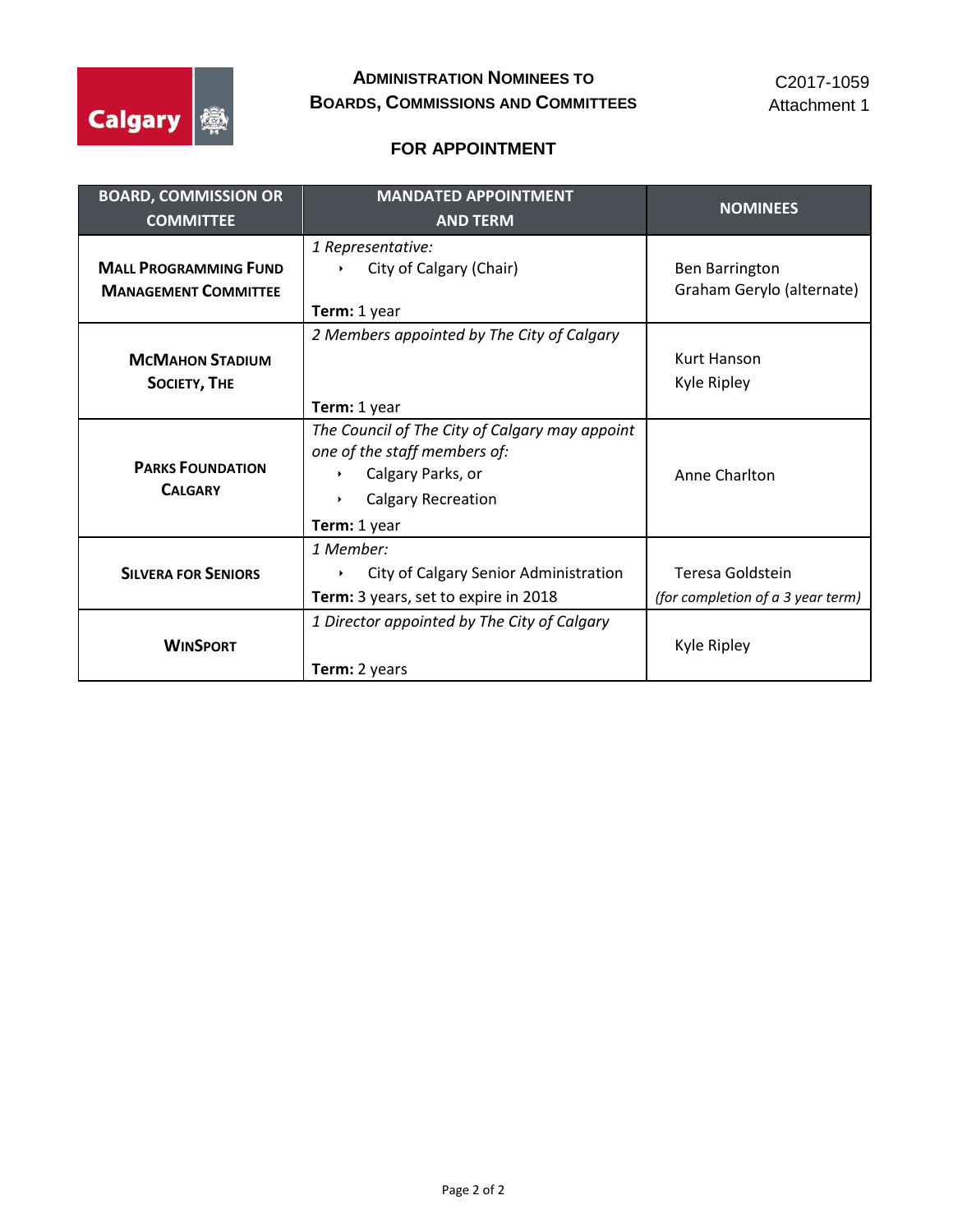# ADMINISTRATION NOMINEES TO BOARDS, COMMISSIONS AND COMMITTEES

C2017-1059
Attachment 1

## FOR APPOINTMENT

| BOARD, COMMISSION OR COMMITTEE | MANDATED APPOINTMENT AND TERM | NOMINEES |
|---|---|---|
| **MALL PROGRAMMING FUND MANAGEMENT COMMITTEE** | *1 Representative:*<br>‣ City of Calgary (Chair)<br>**Term:** 1 year | Ben Barrington<br>Graham Gerylo (alternate) |
| **MCMAHON STADIUM SOCIETY, THE** | *2 Members appointed by The City of Calgary*<br>**Term:** 1 year | Kurt Hanson<br>Kyle Ripley |
| **PARKS FOUNDATION CALGARY** | *The Council of The City of Calgary may appoint one of the staff members of:*<br>‣ Calgary Parks, or<br>‣ Calgary Recreation<br>**Term:** 1 year | Anne Charlton |
| **SILVERA FOR SENIORS** | *1 Member:*<br>‣ City of Calgary Senior Administration<br>**Term:** 3 years, set to expire in 2018 | Teresa Goldstein<br>*(for completion of a 3 year term)* |
| **WINSPORT** | *1 Director appointed by The City of Calgary*<br>**Term:** 2 years | Kyle Ripley |